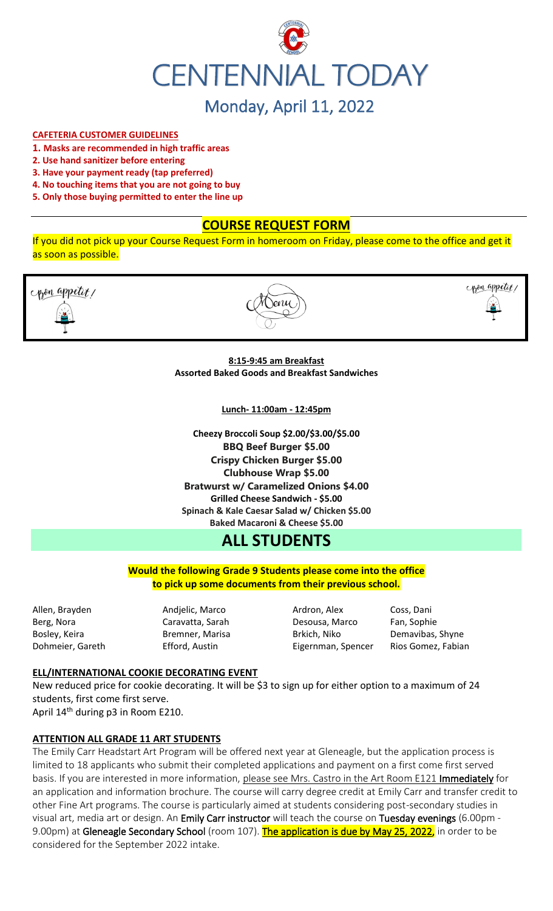# CENTENNIAL TODAY

## Monday, April 11, 2022

**CAFETERIA CUSTOMER GUIDELINES**

1. **Masks are recommended in high traffic areas**
2. **Use hand sanitizer before entering**
3. **Have your payment ready (tap preferred)**
4. **No touching items that you are not going to buy**
5. **Only those buying permitted to enter the line up**

## COURSE REQUEST FORM

If you did not pick up your Course Request Form in homeroom on Friday, please come to the office and get it as soon as possible.

Bon appetit! — Menu — Bon appetit!

**8:15-9:45 am Breakfast**
**Assorted Baked Goods and Breakfast Sandwiches**

**Lunch- 11:00am - 12:45pm**

**Cheezy Broccoli Soup $2.00/$3.00/$5.00**
**BBQ Beef Burger $5.00**
**Crispy Chicken Burger $5.00**
**Clubhouse Wrap $5.00**
**Bratwurst w/ Caramelized Onions $4.00**
**Grilled Cheese Sandwich - $5.00**
**Spinach & Kale Caesar Salad w/ Chicken $5.00**
**Baked Macaroni & Cheese $5.00**

# ALL STUDENTS

**Would the following Grade 9 Students please come into the office to pick up some documents from their previous school.**

| | | | |
|---|---|---|---|
| Allen, Brayden | Andjelic, Marco | Ardron, Alex | Coss, Dani |
| Berg, Nora | Caravatta, Sarah | Desousa, Marco | Fan, Sophie |
| Bosley, Keira | Bremner, Marisa | Brkich, Niko | Demavibas, Shyne |
| Dohmeier, Gareth | Efford, Austin | Eigernman, Spencer | Rios Gomez, Fabian |

**ELL/INTERNATIONAL COOKIE DECORATING EVENT**

New reduced price for cookie decorating. It will be $3 to sign up for either option to a maximum of 24 students, first come first serve.
April 14th during p3 in Room E210.

**ATTENTION ALL GRADE 11 ART STUDENTS**

The Emily Carr Headstart Art Program will be offered next year at Gleneagle, but the application process is limited to 18 applicants who submit their completed applications and payment on a first come first served basis. If you are interested in more information, please see Mrs. Castro in the Art Room E121 Immediately for an application and information brochure. The course will carry degree credit at Emily Carr and transfer credit to other Fine Art programs. The course is particularly aimed at students considering post-secondary studies in visual art, media art or design. An Emily Carr instructor will teach the course on Tuesday evenings (6.00pm - 9.00pm) at Gleneagle Secondary School (room 107). The application is due by May 25, 2022, in order to be considered for the September 2022 intake.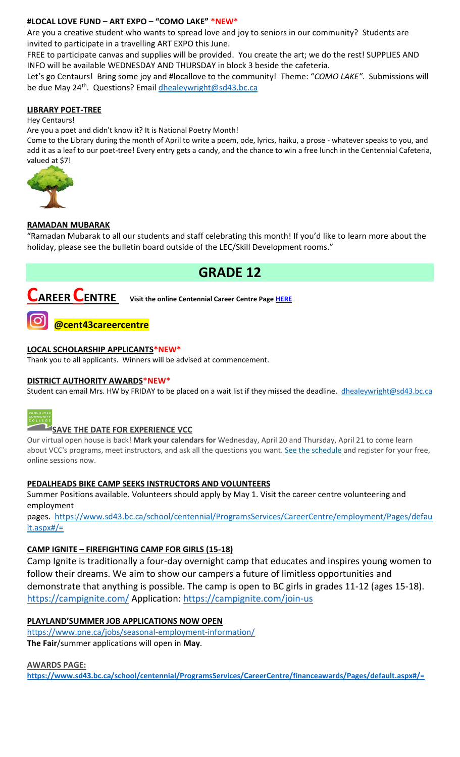#### **#LOCAL LOVE FUND – ART EXPO – "COMO LAKE" *NEW***

Are you a creative student who wants to spread love and joy to seniors in our community? Students are invited to participate in a travelling ART EXPO this June.

FREE to participate canvas and supplies will be provided. You create the art; we do the rest! SUPPLIES AND INFO will be available WEDNESDAY AND THURSDAY in block 3 beside the cafeteria.

Let's go Centaurs! Bring some joy and #locallove to the community! Theme: "*COMO LAKE"*. Submissions will be due May 24th. Questions? Email dhealeywright@sd43.bc.ca

#### **LIBRARY POET-TREE**

Hey Centaurs!

Are you a poet and didn't know it? It is National Poetry Month!

Come to the Library during the month of April to write a poem, ode, lyrics, haiku, a prose - whatever speaks to you, and add it as a leaf to our poet-tree! Every entry gets a candy, and the chance to win a free lunch in the Centennial Cafeteria, valued at $7!

#### **RAMADAN MUBARAK**

"Ramadan Mubarak to all our students and staff celebrating this month! If you'd like to learn more about the holiday, please see the bulletin board outside of the LEC/Skill Development rooms."

# GRADE 12

## CAREER CENTRE

**Visit the online Centennial Career Centre Page HERE**

**@cent43careercentre**

#### **LOCAL SCHOLARSHIP APPLICANTS*NEW***

Thank you to all applicants. Winners will be advised at commencement.

#### **DISTRICT AUTHORITY AWARDS*NEW***

Student can email Mrs. HW by FRIDAY to be placed on a wait list if they missed the deadline. dhealeywright@sd43.bc.ca

#### **SAVE THE DATE FOR EXPERIENCE VCC**

Our virtual open house is back! **Mark your calendars for** Wednesday, April 20 and Thursday, April 21 to come learn about VCC's programs, meet instructors, and ask all the questions you want. See the schedule and register for your free, online sessions now.

#### **PEDALHEADS BIKE CAMP SEEKS INSTRUCTORS AND VOLUNTEERS**

Summer Positions available. Volunteers should apply by May 1. Visit the career centre volunteering and employment pages. https://www.sd43.bc.ca/school/centennial/ProgramsServices/CareerCentre/employment/Pages/default.aspx#/=

#### **CAMP IGNITE – FIREFIGHTING CAMP FOR GIRLS (15-18)**

Camp Ignite is traditionally a four-day overnight camp that educates and inspires young women to follow their dreams. We aim to show our campers a future of limitless opportunities and demonstrate that anything is possible. The camp is open to BC girls in grades 11-12 (ages 15-18). https://campignite.com/ Application: https://campignite.com/join-us

#### **PLAYLAND'SUMMER JOB APPLICATIONS NOW OPEN**

https://www.pne.ca/jobs/seasonal-employment-information/

**The Fair**/summer applications will open in **May**.

**AWARDS PAGE:**

**https://www.sd43.bc.ca/school/centennial/ProgramsServices/CareerCentre/financeawards/Pages/default.aspx#/=**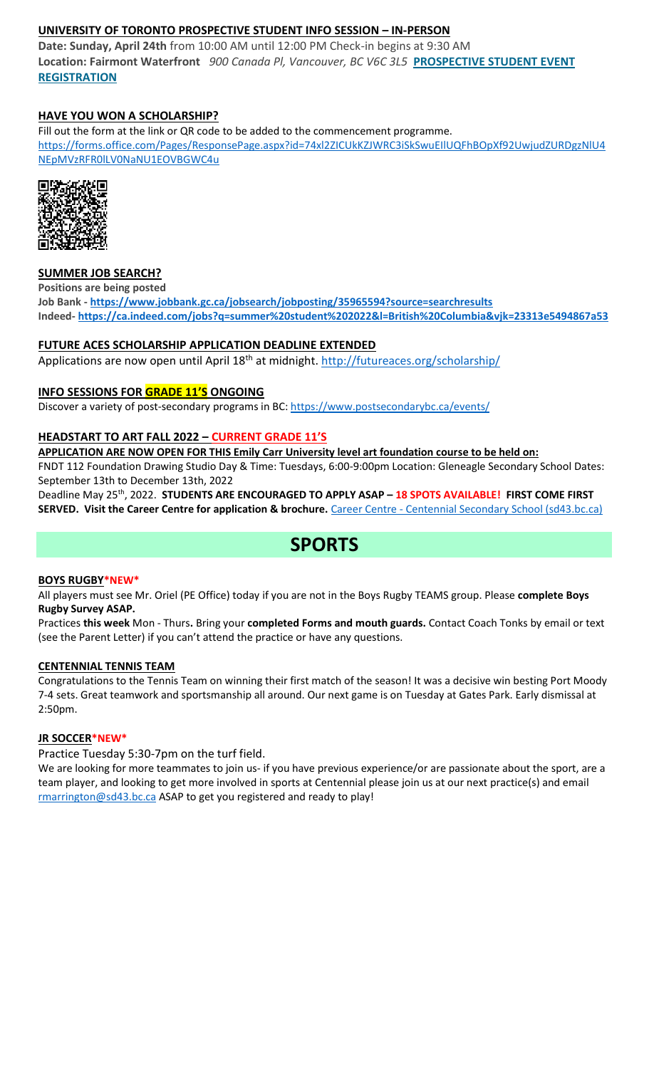**UNIVERSITY OF TORONTO PROSPECTIVE STUDENT INFO SESSION – IN-PERSON**

**Date: Sunday, April 24th** from 10:00 AM until 12:00 PM Check-in begins at 9:30 AM
**Location: Fairmont Waterfront** *900 Canada Pl, Vancouver, BC V6C 3L5* **PROSPECTIVE STUDENT EVENT REGISTRATION**

**HAVE YOU WON A SCHOLARSHIP?**

Fill out the form at the link or QR code to be added to the commencement programme.
https://forms.office.com/Pages/ResponsePage.aspx?id=74xl2ZICUkKZJWRC3iSkSwuEIlUQFhBOpXf92UwjudZURDgzNlU4NEpMVzRFR0lLV0NaNU1EOVBGWC4u

**SUMMER JOB SEARCH?**

**Positions are being posted**
**Job Bank - https://www.jobbank.gc.ca/jobsearch/jobposting/35965594?source=searchresults**
**Indeed- https://ca.indeed.com/jobs?q=summer%20student%202022&l=British%20Columbia&vjk=23313e5494867a53**

**FUTURE ACES SCHOLARSHIP APPLICATION DEADLINE EXTENDED**

Applications are now open until April 18th at midnight. http://futureaces.org/scholarship/

**INFO SESSIONS FOR GRADE 11'S ONGOING**

Discover a variety of post-secondary programs in BC: https://www.postsecondarybc.ca/events/

**HEADSTART TO ART FALL 2022 – CURRENT GRADE 11'S**

**APPLICATION ARE NOW OPEN FOR THIS Emily Carr University level art foundation course to be held on:**
FNDT 112 Foundation Drawing Studio Day & Time: Tuesdays, 6:00-9:00pm Location: Gleneagle Secondary School Dates: September 13th to December 13th, 2022
Deadline May 25th, 2022. **STUDENTS ARE ENCOURAGED TO APPLY ASAP – 18 SPOTS AVAILABLE! FIRST COME FIRST SERVED. Visit the Career Centre for application & brochure.** Career Centre - Centennial Secondary School (sd43.bc.ca)

# SPORTS

**BOYS RUGBY*NEW***

All players must see Mr. Oriel (PE Office) today if you are not in the Boys Rugby TEAMS group. Please **complete Boys Rugby Survey ASAP.**

Practices **this week** Mon - Thurs**.** Bring your **completed Forms and mouth guards.** Contact Coach Tonks by email or text (see the Parent Letter) if you can't attend the practice or have any questions.

**CENTENNIAL TENNIS TEAM**

Congratulations to the Tennis Team on winning their first match of the season! It was a decisive win besting Port Moody 7-4 sets. Great teamwork and sportsmanship all around. Our next game is on Tuesday at Gates Park. Early dismissal at 2:50pm.

**JR SOCCER*NEW***

Practice Tuesday 5:30-7pm on the turf field.

We are looking for more teammates to join us- if you have previous experience/or are passionate about the sport, are a team player, and looking to get more involved in sports at Centennial please join us at our next practice(s) and email rmarrington@sd43.bc.ca ASAP to get you registered and ready to play!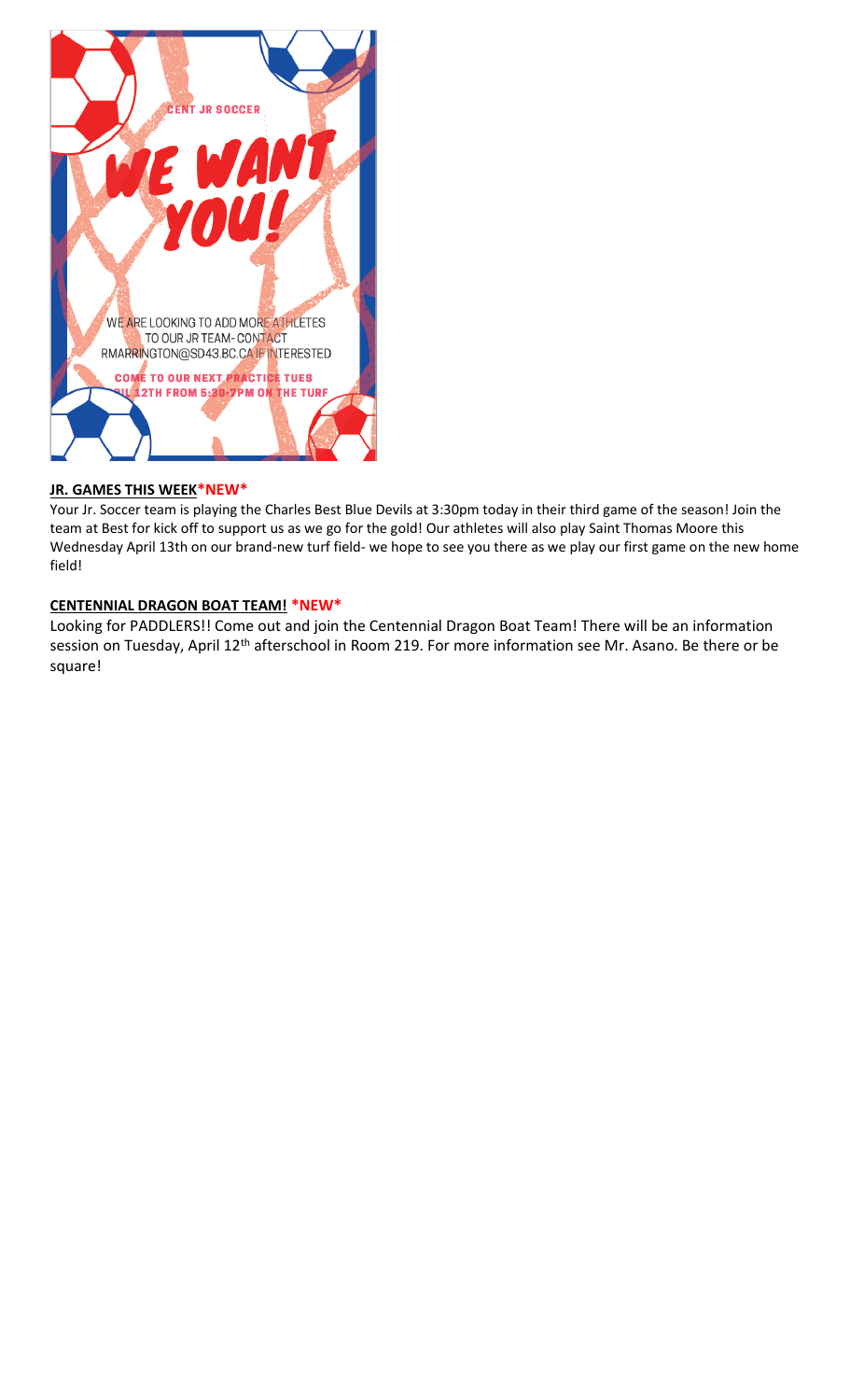CENT JR SOCCER

WE WANT YOU!

WE ARE LOOKING TO ADD MORE ATHLETES TO OUR JR TEAM- CONTACT RMARRINGTON@SD43.BC.CA IF INTERESTED

COME TO OUR NEXT PRACTICE TUES APRIL 12TH FROM 5:30-7PM ON THE TURF

**JR. GAMES THIS WEEK*NEW***

Your Jr. Soccer team is playing the Charles Best Blue Devils at 3:30pm today in their third game of the season! Join the team at Best for kick off to support us as we go for the gold! Our athletes will also play Saint Thomas Moore this Wednesday April 13th on our brand-new turf field- we hope to see you there as we play our first game on the new home field!

**CENTENNIAL DRAGON BOAT TEAM! *NEW***

Looking for PADDLERS!! Come out and join the Centennial Dragon Boat Team! There will be an information session on Tuesday, April 12th afterschool in Room 219. For more information see Mr. Asano. Be there or be square!